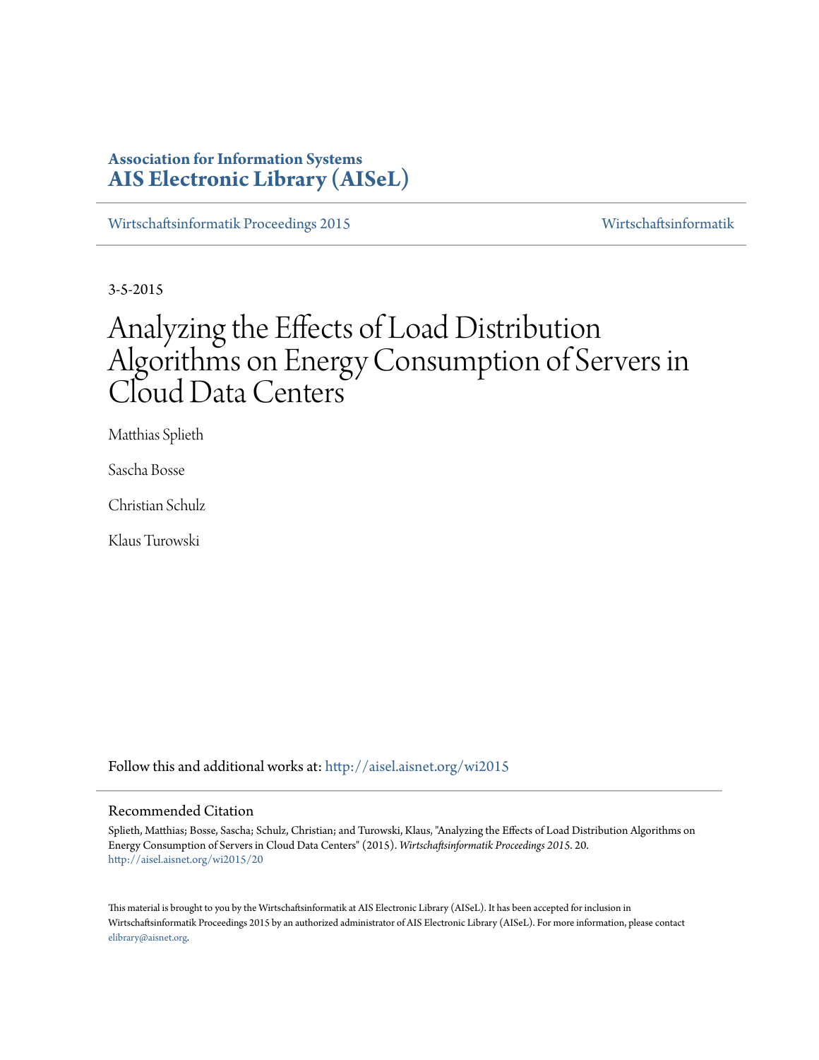**Association for Information Systems**
**AIS Electronic Library (AISeL)**

Wirtschaftsinformatik Proceedings 2015 — Wirtschaftsinformatik

3-5-2015

# Analyzing the Effects of Load Distribution Algorithms on Energy Consumption of Servers in Cloud Data Centers

Matthias Splieth

Sascha Bosse

Christian Schulz

Klaus Turowski

Follow this and additional works at: http://aisel.aisnet.org/wi2015

## Recommended Citation

Splieth, Matthias; Bosse, Sascha; Schulz, Christian; and Turowski, Klaus, "Analyzing the Effects of Load Distribution Algorithms on Energy Consumption of Servers in Cloud Data Centers" (2015). *Wirtschaftsinformatik Proceedings 2015*. 20.
http://aisel.aisnet.org/wi2015/20

This material is brought to you by the Wirtschaftsinformatik at AIS Electronic Library (AISeL). It has been accepted for inclusion in Wirtschaftsinformatik Proceedings 2015 by an authorized administrator of AIS Electronic Library (AISeL). For more information, please contact elibrary@aisnet.org.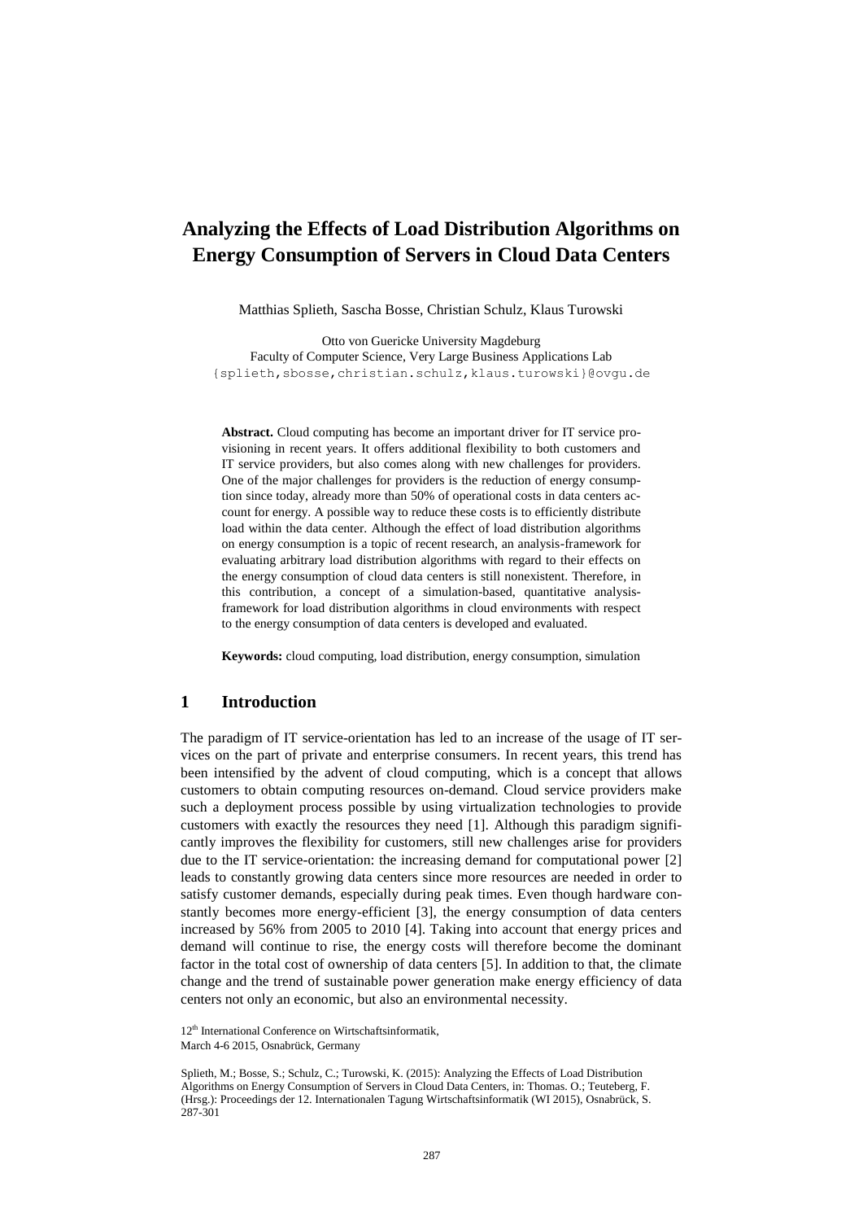# Analyzing the Effects of Load Distribution Algorithms on Energy Consumption of Servers in Cloud Data Centers

Matthias Splieth, Sascha Bosse, Christian Schulz, Klaus Turowski

Otto von Guericke University Magdeburg
Faculty of Computer Science, Very Large Business Applications Lab
{splieth,sbosse,christian.schulz,klaus.turowski}@ovgu.de

**Abstract.** Cloud computing has become an important driver for IT service provisioning in recent years. It offers additional flexibility to both customers and IT service providers, but also comes along with new challenges for providers. One of the major challenges for providers is the reduction of energy consumption since today, already more than 50% of operational costs in data centers account for energy. A possible way to reduce these costs is to efficiently distribute load within the data center. Although the effect of load distribution algorithms on energy consumption is a topic of recent research, an analysis-framework for evaluating arbitrary load distribution algorithms with regard to their effects on the energy consumption of cloud data centers is still nonexistent. Therefore, in this contribution, a concept of a simulation-based, quantitative analysis-framework for load distribution algorithms in cloud environments with respect to the energy consumption of data centers is developed and evaluated.

**Keywords:** cloud computing, load distribution, energy consumption, simulation

## 1 Introduction

The paradigm of IT service-orientation has led to an increase of the usage of IT services on the part of private and enterprise consumers. In recent years, this trend has been intensified by the advent of cloud computing, which is a concept that allows customers to obtain computing resources on-demand. Cloud service providers make such a deployment process possible by using virtualization technologies to provide customers with exactly the resources they need [1]. Although this paradigm significantly improves the flexibility for customers, still new challenges arise for providers due to the IT service-orientation: the increasing demand for computational power [2] leads to constantly growing data centers since more resources are needed in order to satisfy customer demands, especially during peak times. Even though hardware constantly becomes more energy-efficient [3], the energy consumption of data centers increased by 56% from 2005 to 2010 [4]. Taking into account that energy prices and demand will continue to rise, the energy costs will therefore become the dominant factor in the total cost of ownership of data centers [5]. In addition to that, the climate change and the trend of sustainable power generation make energy efficiency of data centers not only an economic, but also an environmental necessity.

12[th] International Conference on Wirtschaftsinformatik,
March 4-6 2015, Osnabrück, Germany

Splieth, M.; Bosse, S.; Schulz, C.; Turowski, K. (2015): Analyzing the Effects of Load Distribution Algorithms on Energy Consumption of Servers in Cloud Data Centers, in: Thomas. O.; Teuteberg, F. (Hrsg.): Proceedings der 12. Internationalen Tagung Wirtschaftsinformatik (WI 2015), Osnabrück, S. 287-301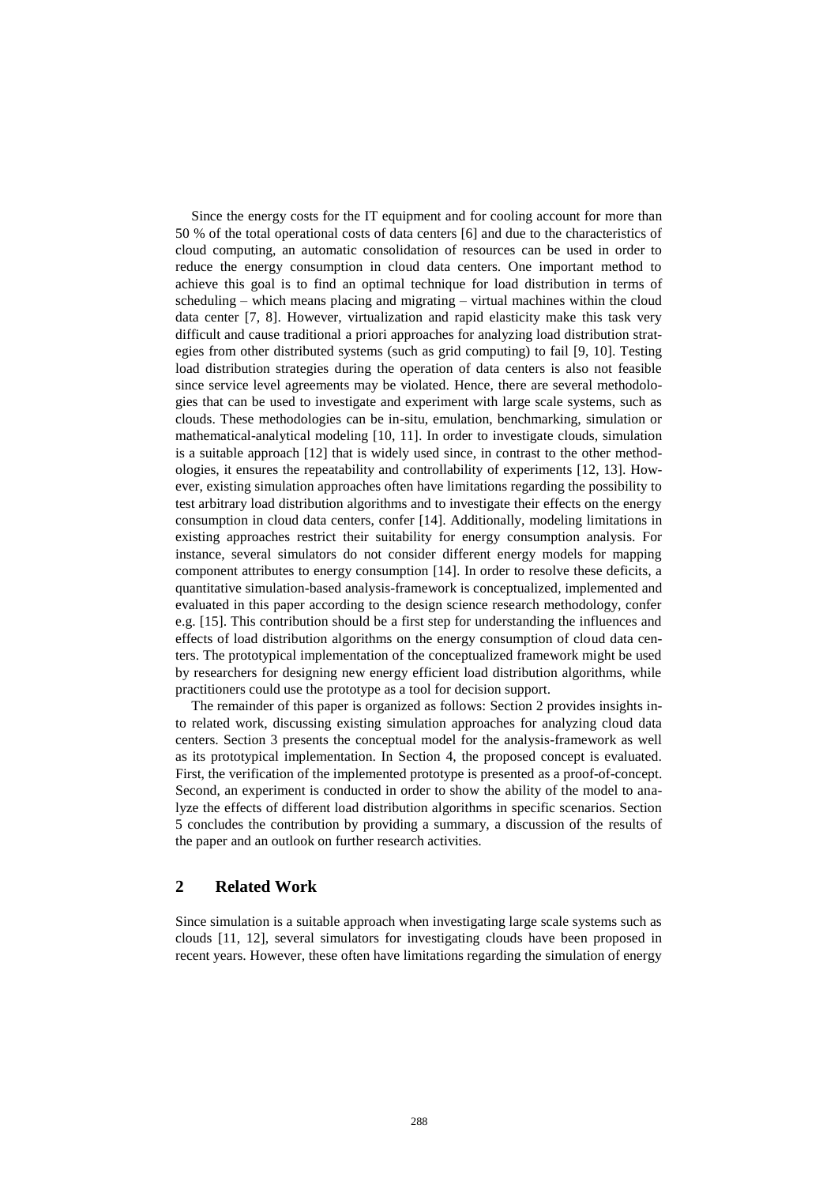Since the energy costs for the IT equipment and for cooling account for more than 50 % of the total operational costs of data centers [6] and due to the characteristics of cloud computing, an automatic consolidation of resources can be used in order to reduce the energy consumption in cloud data centers. One important method to achieve this goal is to find an optimal technique for load distribution in terms of scheduling – which means placing and migrating – virtual machines within the cloud data center [7, 8]. However, virtualization and rapid elasticity make this task very difficult and cause traditional a priori approaches for analyzing load distribution strategies from other distributed systems (such as grid computing) to fail [9, 10]. Testing load distribution strategies during the operation of data centers is also not feasible since service level agreements may be violated. Hence, there are several methodologies that can be used to investigate and experiment with large scale systems, such as clouds. These methodologies can be in-situ, emulation, benchmarking, simulation or mathematical-analytical modeling [10, 11]. In order to investigate clouds, simulation is a suitable approach [12] that is widely used since, in contrast to the other methodologies, it ensures the repeatability and controllability of experiments [12, 13]. However, existing simulation approaches often have limitations regarding the possibility to test arbitrary load distribution algorithms and to investigate their effects on the energy consumption in cloud data centers, confer [14]. Additionally, modeling limitations in existing approaches restrict their suitability for energy consumption analysis. For instance, several simulators do not consider different energy models for mapping component attributes to energy consumption [14]. In order to resolve these deficits, a quantitative simulation-based analysis-framework is conceptualized, implemented and evaluated in this paper according to the design science research methodology, confer e.g. [15]. This contribution should be a first step for understanding the influences and effects of load distribution algorithms on the energy consumption of cloud data centers. The prototypical implementation of the conceptualized framework might be used by researchers for designing new energy efficient load distribution algorithms, while practitioners could use the prototype as a tool for decision support.

The remainder of this paper is organized as follows: Section 2 provides insights into related work, discussing existing simulation approaches for analyzing cloud data centers. Section 3 presents the conceptual model for the analysis-framework as well as its prototypical implementation. In Section 4, the proposed concept is evaluated. First, the verification of the implemented prototype is presented as a proof-of-concept. Second, an experiment is conducted in order to show the ability of the model to analyze the effects of different load distribution algorithms in specific scenarios. Section 5 concludes the contribution by providing a summary, a discussion of the results of the paper and an outlook on further research activities.

## 2 Related Work

Since simulation is a suitable approach when investigating large scale systems such as clouds [11, 12], several simulators for investigating clouds have been proposed in recent years. However, these often have limitations regarding the simulation of energy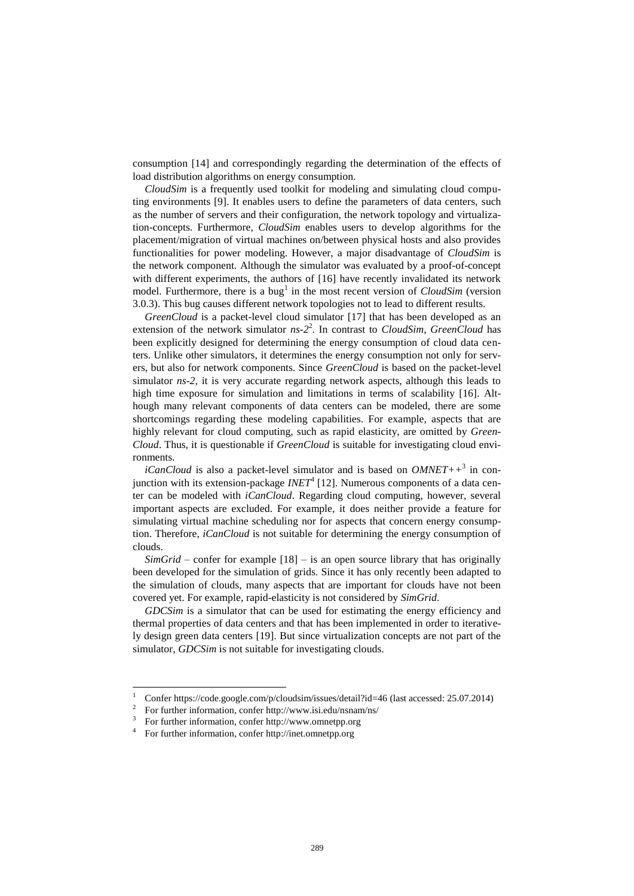consumption [14] and correspondingly regarding the determination of the effects of load distribution algorithms on energy consumption.

*CloudSim* is a frequently used toolkit for modeling and simulating cloud computing environments [9]. It enables users to define the parameters of data centers, such as the number of servers and their configuration, the network topology and virtualization-concepts. Furthermore, *CloudSim* enables users to develop algorithms for the placement/migration of virtual machines on/between physical hosts and also provides functionalities for power modeling. However, a major disadvantage of *CloudSim* is the network component. Although the simulator was evaluated by a proof-of-concept with different experiments, the authors of [16] have recently invalidated its network model. Furthermore, there is a bug[1] in the most recent version of *CloudSim* (version 3.0.3). This bug causes different network topologies not to lead to different results.

*GreenCloud* is a packet-level cloud simulator [17] that has been developed as an extension of the network simulator *ns-2*[2]. In contrast to *CloudSim*, *GreenCloud* has been explicitly designed for determining the energy consumption of cloud data centers. Unlike other simulators, it determines the energy consumption not only for servers, but also for network components. Since *GreenCloud* is based on the packet-level simulator *ns-2*, it is very accurate regarding network aspects, although this leads to high time exposure for simulation and limitations in terms of scalability [16]. Although many relevant components of data centers can be modeled, there are some shortcomings regarding these modeling capabilities. For example, aspects that are highly relevant for cloud computing, such as rapid elasticity, are omitted by *GreenCloud*. Thus, it is questionable if *GreenCloud* is suitable for investigating cloud environments.

*iCanCloud* is also a packet-level simulator and is based on *OMNET++*[3] in conjunction with its extension-package *INET*[4] [12]. Numerous components of a data center can be modeled with *iCanCloud*. Regarding cloud computing, however, several important aspects are excluded. For example, it does neither provide a feature for simulating virtual machine scheduling nor for aspects that concern energy consumption. Therefore, *iCanCloud* is not suitable for determining the energy consumption of clouds.

*SimGrid* – confer for example [18] – is an open source library that has originally been developed for the simulation of grids. Since it has only recently been adapted to the simulation of clouds, many aspects that are important for clouds have not been covered yet. For example, rapid-elasticity is not considered by *SimGrid*.

*GDCSim* is a simulator that can be used for estimating the energy efficiency and thermal properties of data centers and that has been implemented in order to iteratively design green data centers [19]. But since virtualization concepts are not part of the simulator, *GDCSim* is not suitable for investigating clouds.

---

[1] Confer https://code.google.com/p/cloudsim/issues/detail?id=46 (last accessed: 25.07.2014)

[2] For further information, confer http://www.isi.edu/nsnam/ns/

[3] For further information, confer http://www.omnetpp.org

[4] For further information, confer http://inet.omnetpp.org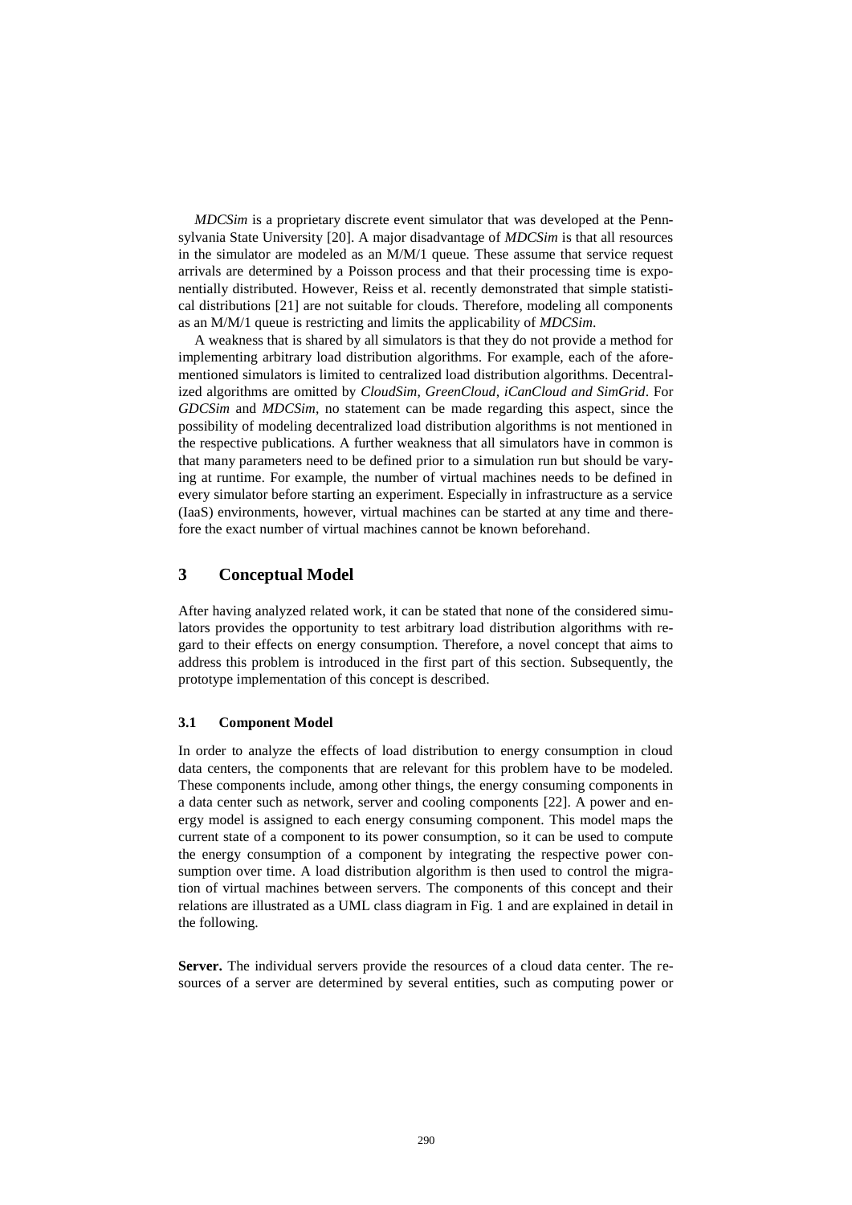*MDCSim* is a proprietary discrete event simulator that was developed at the Pennsylvania State University [20]. A major disadvantage of *MDCSim* is that all resources in the simulator are modeled as an M/M/1 queue. These assume that service request arrivals are determined by a Poisson process and that their processing time is exponentially distributed. However, Reiss et al. recently demonstrated that simple statistical distributions [21] are not suitable for clouds. Therefore, modeling all components as an M/M/1 queue is restricting and limits the applicability of *MDCSim*.

A weakness that is shared by all simulators is that they do not provide a method for implementing arbitrary load distribution algorithms. For example, each of the aforementioned simulators is limited to centralized load distribution algorithms. Decentralized algorithms are omitted by *CloudSim*, *GreenCloud*, *iCanCloud and SimGrid*. For *GDCSim* and *MDCSim*, no statement can be made regarding this aspect, since the possibility of modeling decentralized load distribution algorithms is not mentioned in the respective publications. A further weakness that all simulators have in common is that many parameters need to be defined prior to a simulation run but should be varying at runtime. For example, the number of virtual machines needs to be defined in every simulator before starting an experiment. Especially in infrastructure as a service (IaaS) environments, however, virtual machines can be started at any time and therefore the exact number of virtual machines cannot be known beforehand.

## 3 Conceptual Model

After having analyzed related work, it can be stated that none of the considered simulators provides the opportunity to test arbitrary load distribution algorithms with regard to their effects on energy consumption. Therefore, a novel concept that aims to address this problem is introduced in the first part of this section. Subsequently, the prototype implementation of this concept is described.

### 3.1 Component Model

In order to analyze the effects of load distribution to energy consumption in cloud data centers, the components that are relevant for this problem have to be modeled. These components include, among other things, the energy consuming components in a data center such as network, server and cooling components [22]. A power and energy model is assigned to each energy consuming component. This model maps the current state of a component to its power consumption, so it can be used to compute the energy consumption of a component by integrating the respective power consumption over time. A load distribution algorithm is then used to control the migration of virtual machines between servers. The components of this concept and their relations are illustrated as a UML class diagram in Fig. 1 and are explained in detail in the following.

**Server.** The individual servers provide the resources of a cloud data center. The resources of a server are determined by several entities, such as computing power or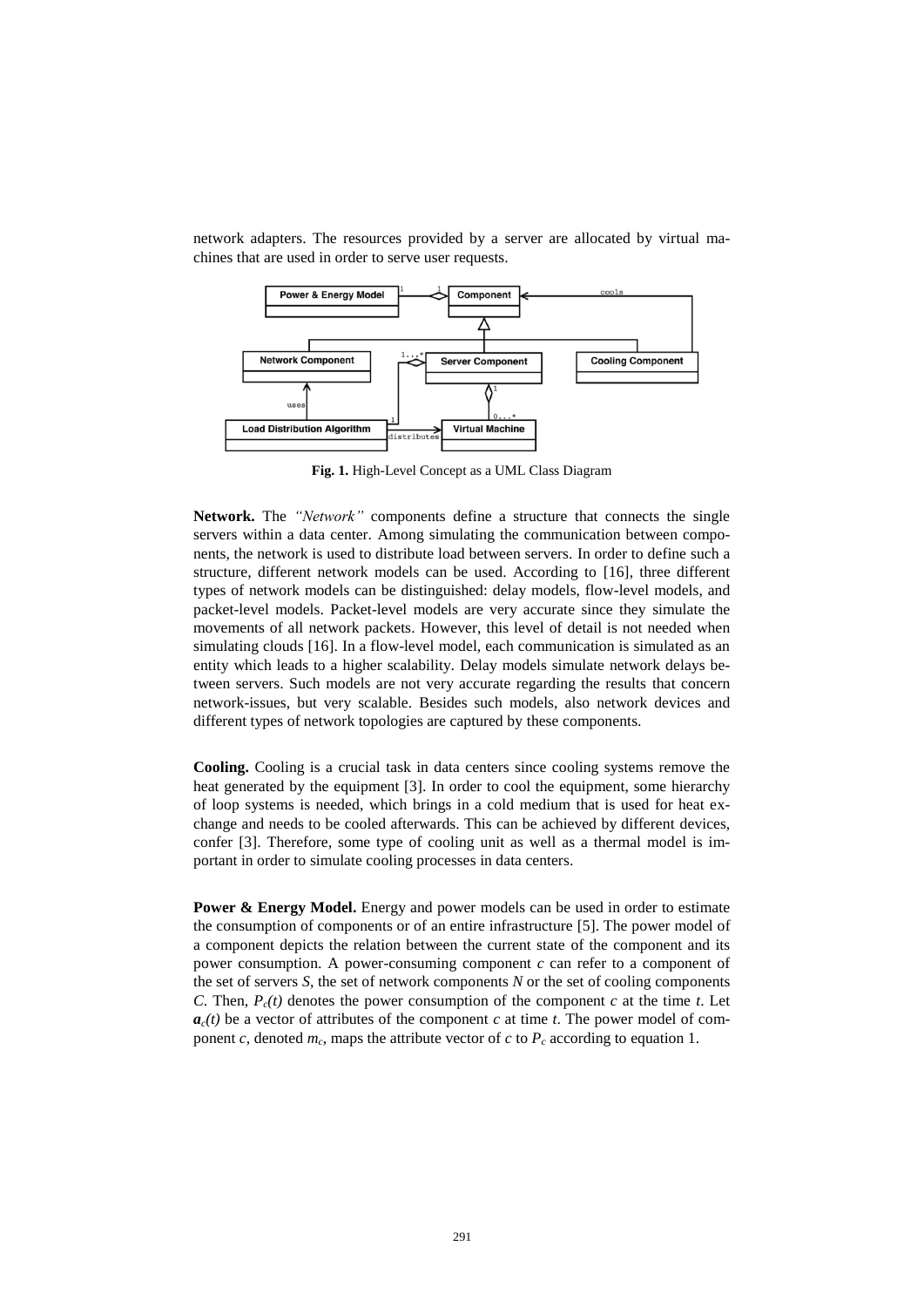network adapters. The resources provided by a server are allocated by virtual machines that are used in order to serve user requests.

**Fig. 1.** High-Level Concept as a UML Class Diagram

**Network.** The *"Network"* components define a structure that connects the single servers within a data center. Among simulating the communication between components, the network is used to distribute load between servers. In order to define such a structure, different network models can be used. According to [16], three different types of network models can be distinguished: delay models, flow-level models, and packet-level models. Packet-level models are very accurate since they simulate the movements of all network packets. However, this level of detail is not needed when simulating clouds [16]. In a flow-level model, each communication is simulated as an entity which leads to a higher scalability. Delay models simulate network delays between servers. Such models are not very accurate regarding the results that concern network-issues, but very scalable. Besides such models, also network devices and different types of network topologies are captured by these components.

**Cooling.** Cooling is a crucial task in data centers since cooling systems remove the heat generated by the equipment [3]. In order to cool the equipment, some hierarchy of loop systems is needed, which brings in a cold medium that is used for heat exchange and needs to be cooled afterwards. This can be achieved by different devices, confer [3]. Therefore, some type of cooling unit as well as a thermal model is important in order to simulate cooling processes in data centers.

**Power & Energy Model.** Energy and power models can be used in order to estimate the consumption of components or of an entire infrastructure [5]. The power model of a component depicts the relation between the current state of the component and its power consumption. A power-consuming component $c$ can refer to a component of the set of servers $S$, the set of network components $N$ or the set of cooling components $C$. Then, $P_c(t)$ denotes the power consumption of the component $c$ at the time $t$. Let $\boldsymbol{a}_c(t)$ be a vector of attributes of the component $c$ at time $t$. The power model of component $c$, denoted $m_c$, maps the attribute vector of $c$ to $P_c$ according to equation 1.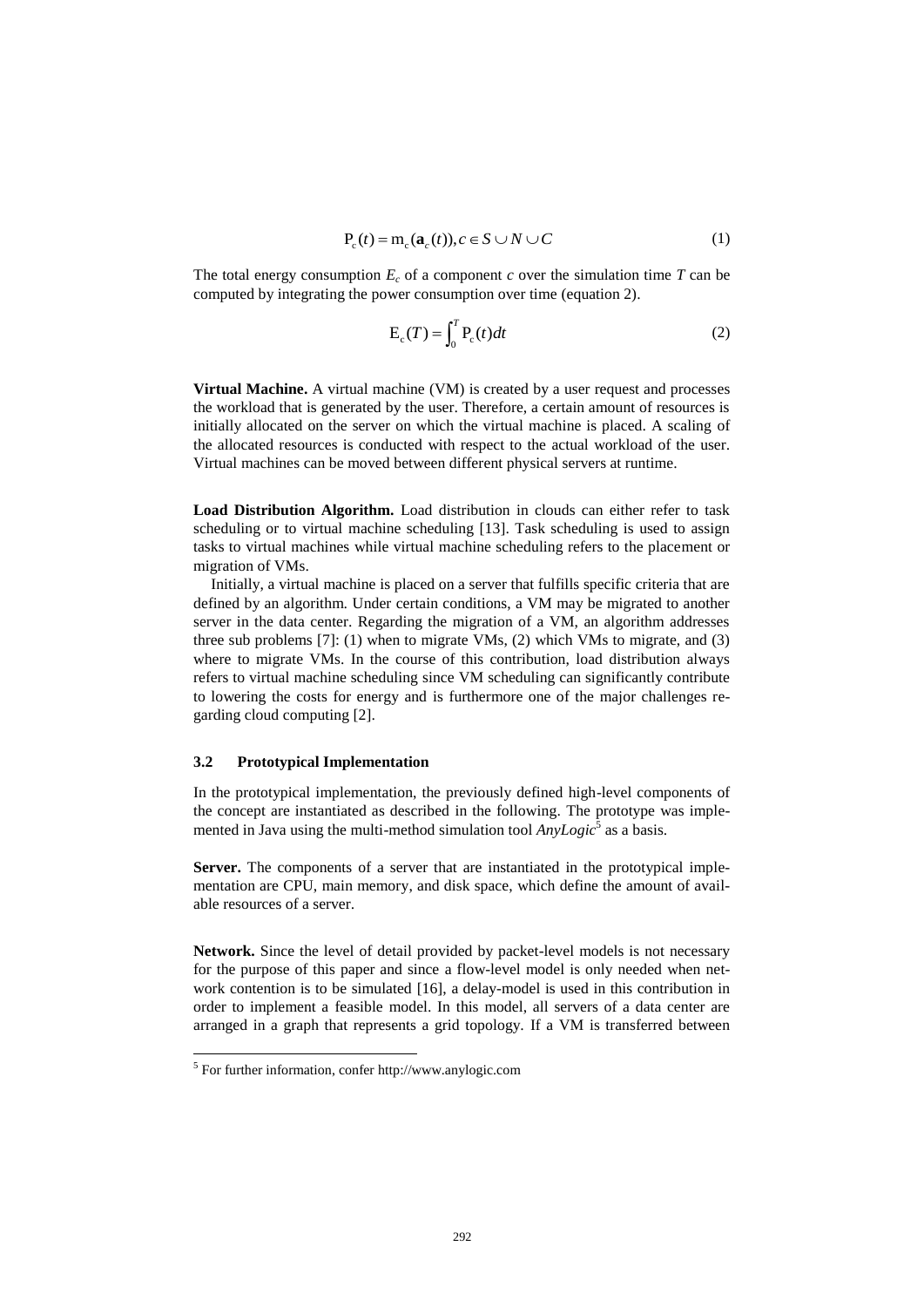$$\mathrm{P_c}(t) = \mathrm{m_c}(\mathbf{a}_c(t)), c \in S \cup N \cup C \tag{1}$$

The total energy consumption $E_c$ of a component $c$ over the simulation time $T$ can be computed by integrating the power consumption over time (equation 2).

$$\mathrm{E_c}(T) = \int_0^T \mathrm{P_c}(t)dt \tag{2}$$

**Virtual Machine.** A virtual machine (VM) is created by a user request and processes the workload that is generated by the user. Therefore, a certain amount of resources is initially allocated on the server on which the virtual machine is placed. A scaling of the allocated resources is conducted with respect to the actual workload of the user. Virtual machines can be moved between different physical servers at runtime.

**Load Distribution Algorithm.** Load distribution in clouds can either refer to task scheduling or to virtual machine scheduling [13]. Task scheduling is used to assign tasks to virtual machines while virtual machine scheduling refers to the placement or migration of VMs.

Initially, a virtual machine is placed on a server that fulfills specific criteria that are defined by an algorithm. Under certain conditions, a VM may be migrated to another server in the data center. Regarding the migration of a VM, an algorithm addresses three sub problems [7]: (1) when to migrate VMs, (2) which VMs to migrate, and (3) where to migrate VMs. In the course of this contribution, load distribution always refers to virtual machine scheduling since VM scheduling can significantly contribute to lowering the costs for energy and is furthermore one of the major challenges regarding cloud computing [2].

### 3.2 Prototypical Implementation

In the prototypical implementation, the previously defined high-level components of the concept are instantiated as described in the following. The prototype was implemented in Java using the multi-method simulation tool *AnyLogic*[5] as a basis.

**Server.** The components of a server that are instantiated in the prototypical implementation are CPU, main memory, and disk space, which define the amount of available resources of a server.

**Network.** Since the level of detail provided by packet-level models is not necessary for the purpose of this paper and since a flow-level model is only needed when network contention is to be simulated [16], a delay-model is used in this contribution in order to implement a feasible model. In this model, all servers of a data center are arranged in a graph that represents a grid topology. If a VM is transferred between

[5] For further information, confer http://www.anylogic.com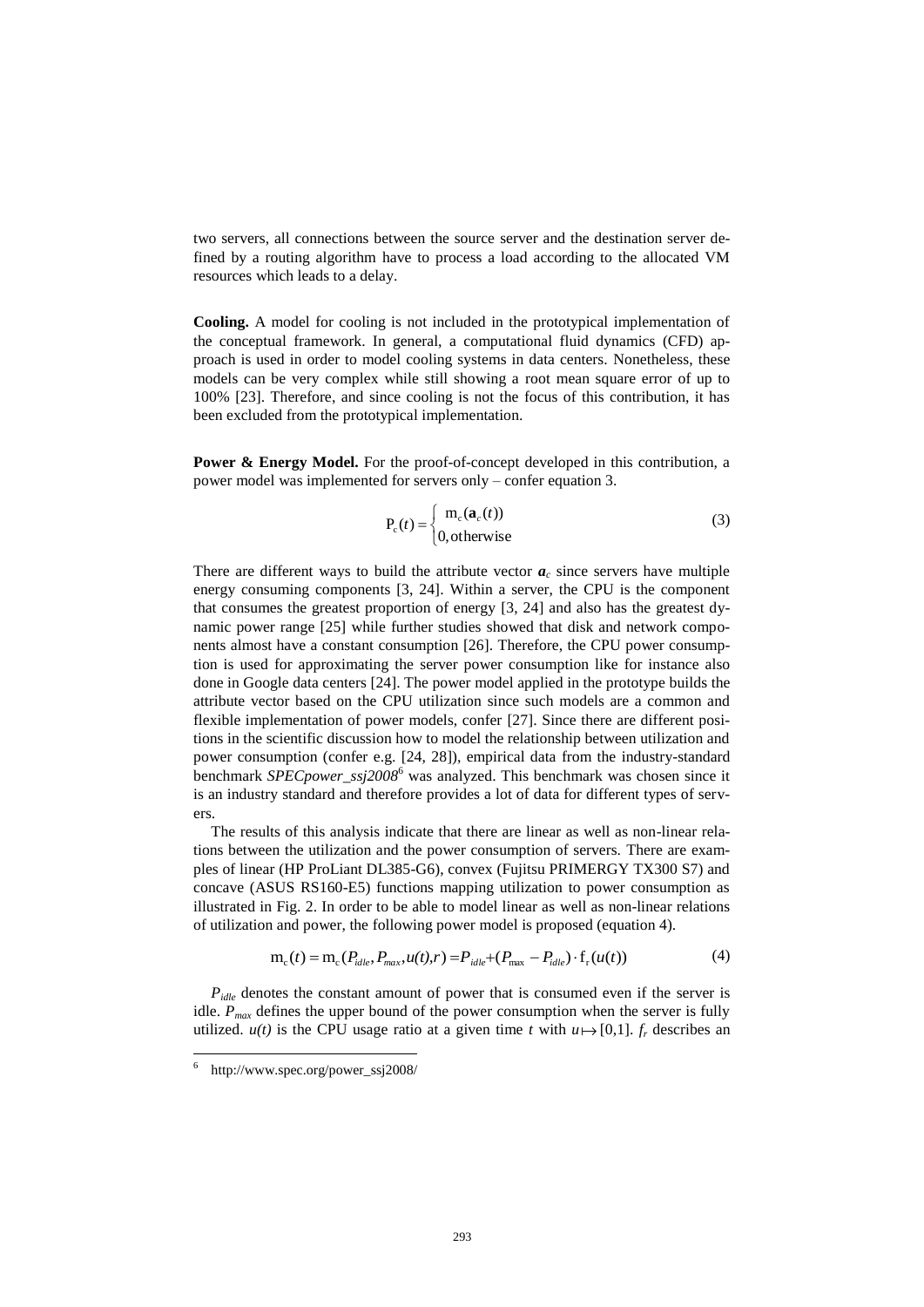two servers, all connections between the source server and the destination server defined by a routing algorithm have to process a load according to the allocated VM resources which leads to a delay.

**Cooling.** A model for cooling is not included in the prototypical implementation of the conceptual framework. In general, a computational fluid dynamics (CFD) approach is used in order to model cooling systems in data centers. Nonetheless, these models can be very complex while still showing a root mean square error of up to 100% [23]. Therefore, and since cooling is not the focus of this contribution, it has been excluded from the prototypical implementation.

**Power & Energy Model.** For the proof-of-concept developed in this contribution, a power model was implemented for servers only – confer equation 3.

$$P_c(t) = \begin{cases} m_c(\mathbf{a}_c(t)) \\ 0, \text{otherwise} \end{cases} \tag{3}$$

There are different ways to build the attribute vector $\boldsymbol{a}_c$ since servers have multiple energy consuming components [3, 24]. Within a server, the CPU is the component that consumes the greatest proportion of energy [3, 24] and also has the greatest dynamic power range [25] while further studies showed that disk and network components almost have a constant consumption [26]. Therefore, the CPU power consumption is used for approximating the server power consumption like for instance also done in Google data centers [24]. The power model applied in the prototype builds the attribute vector based on the CPU utilization since such models are a common and flexible implementation of power models, confer [27]. Since there are different positions in the scientific discussion how to model the relationship between utilization and power consumption (confer e.g. [24, 28]), empirical data from the industry-standard benchmark *SPECpower_ssj2008*[6] was analyzed. This benchmark was chosen since it is an industry standard and therefore provides a lot of data for different types of servers.

The results of this analysis indicate that there are linear as well as non-linear relations between the utilization and the power consumption of servers. There are examples of linear (HP ProLiant DL385-G6), convex (Fujitsu PRIMERGY TX300 S7) and concave (ASUS RS160-E5) functions mapping utilization to power consumption as illustrated in Fig. 2. In order to be able to model linear as well as non-linear relations of utilization and power, the following power model is proposed (equation 4).

$$m_c(t) = m_c(P_{idle}, P_{max}, u(t), r) = P_{idle} + (P_{max} - P_{idle}) \cdot f_r(u(t)) \tag{4}$$

$P_{idle}$ denotes the constant amount of power that is consumed even if the server is idle. $P_{max}$ defines the upper bound of the power consumption when the server is fully utilized. $u(t)$ is the CPU usage ratio at a given time $t$ with $u \mapsto [0,1]$. $f_r$ describes an

[6] http://www.spec.org/power_ssj2008/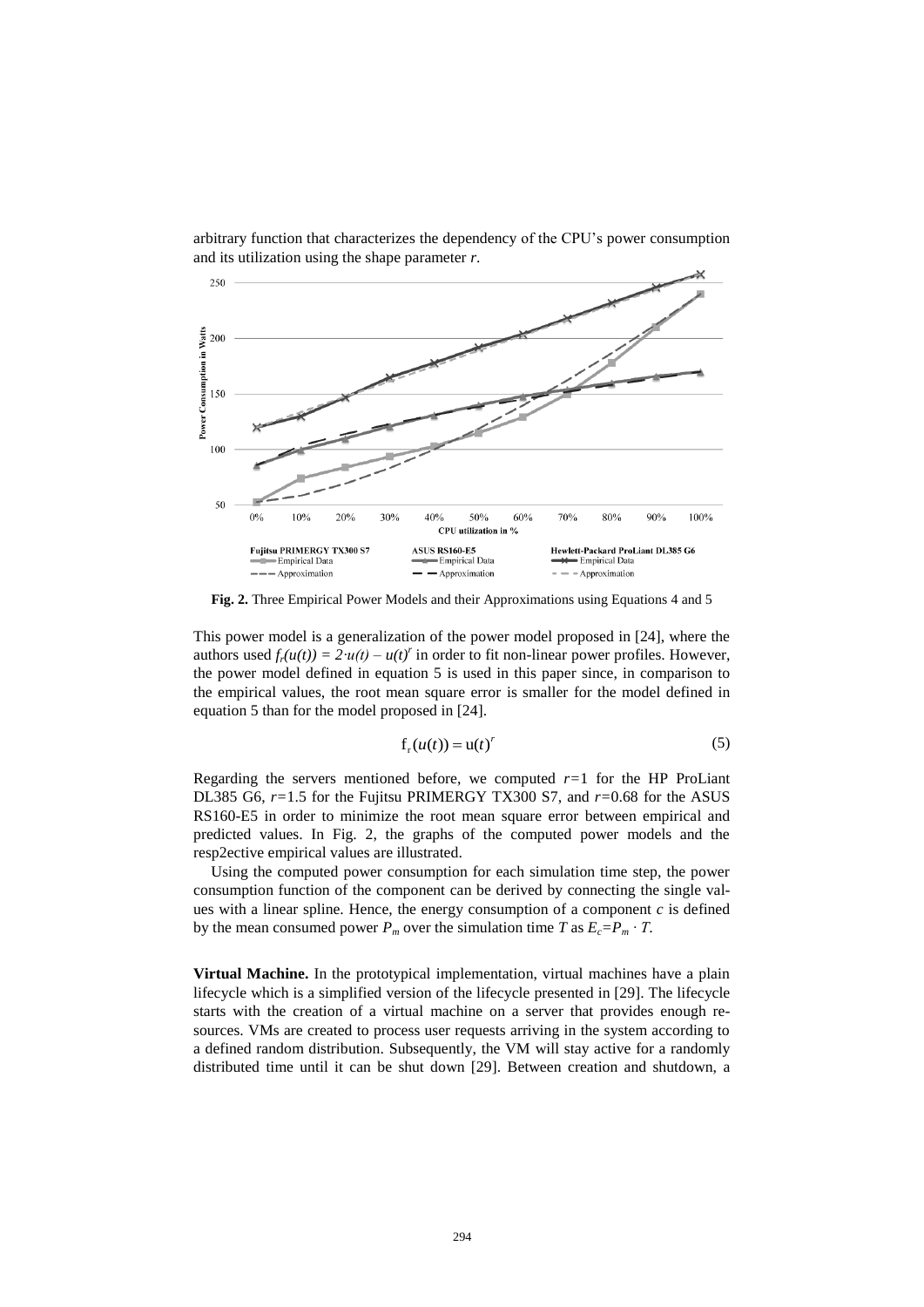arbitrary function that characterizes the dependency of the CPU's power consumption and its utilization using the shape parameter *r*.

**Fig. 2.** Three Empirical Power Models and their Approximations using Equations 4 and 5

This power model is a generalization of the power model proposed in [24], where the authors used $f_r(u(t)) = 2 \cdot u(t) - u(t)^r$ in order to fit non-linear power profiles. However, the power model defined in equation 5 is used in this paper since, in comparison to the empirical values, the root mean square error is smaller for the model defined in equation 5 than for the model proposed in [24].

$$\mathrm{f}_r(u(t)) = \mathrm{u}(t)^r \tag{5}$$

Regarding the servers mentioned before, we computed $r=1$ for the HP ProLiant DL385 G6, $r=1.5$ for the Fujitsu PRIMERGY TX300 S7, and $r=0.68$ for the ASUS RS160-E5 in order to minimize the root mean square error between empirical and predicted values. In Fig. 2, the graphs of the computed power models and the resp2ective empirical values are illustrated.

Using the computed power consumption for each simulation time step, the power consumption function of the component can be derived by connecting the single values with a linear spline. Hence, the energy consumption of a component *c* is defined by the mean consumed power $P_m$ over the simulation time *T* as $E_c = P_m \cdot T$.

**Virtual Machine.** In the prototypical implementation, virtual machines have a plain lifecycle which is a simplified version of the lifecycle presented in [29]. The lifecycle starts with the creation of a virtual machine on a server that provides enough resources. VMs are created to process user requests arriving in the system according to a defined random distribution. Subsequently, the VM will stay active for a randomly distributed time until it can be shut down [29]. Between creation and shutdown, a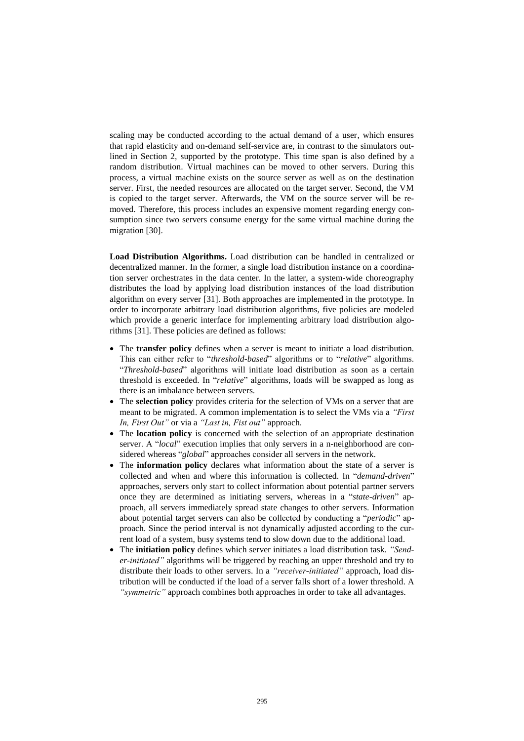scaling may be conducted according to the actual demand of a user, which ensures that rapid elasticity and on-demand self-service are, in contrast to the simulators outlined in Section 2, supported by the prototype. This time span is also defined by a random distribution. Virtual machines can be moved to other servers. During this process, a virtual machine exists on the source server as well as on the destination server. First, the needed resources are allocated on the target server. Second, the VM is copied to the target server. Afterwards, the VM on the source server will be removed. Therefore, this process includes an expensive moment regarding energy consumption since two servers consume energy for the same virtual machine during the migration [30].

**Load Distribution Algorithms.** Load distribution can be handled in centralized or decentralized manner. In the former, a single load distribution instance on a coordination server orchestrates in the data center. In the latter, a system-wide choreography distributes the load by applying load distribution instances of the load distribution algorithm on every server [31]. Both approaches are implemented in the prototype. In order to incorporate arbitrary load distribution algorithms, five policies are modeled which provide a generic interface for implementing arbitrary load distribution algorithms [31]. These policies are defined as follows:

- The **transfer policy** defines when a server is meant to initiate a load distribution. This can either refer to "*threshold-based*" algorithms or to "*relative*" algorithms. "*Threshold-based*" algorithms will initiate load distribution as soon as a certain threshold is exceeded. In "*relative*" algorithms, loads will be swapped as long as there is an imbalance between servers.
- The **selection policy** provides criteria for the selection of VMs on a server that are meant to be migrated. A common implementation is to select the VMs via a *"First In, First Out"* or via a *"Last in, Fist out"* approach.
- The **location policy** is concerned with the selection of an appropriate destination server. A "*local*" execution implies that only servers in a n-neighborhood are considered whereas "*global*" approaches consider all servers in the network.
- The **information policy** declares what information about the state of a server is collected and when and where this information is collected. In "*demand-driven*" approaches, servers only start to collect information about potential partner servers once they are determined as initiating servers, whereas in a "*state-driven*" approach, all servers immediately spread state changes to other servers. Information about potential target servers can also be collected by conducting a "*periodic*" approach. Since the period interval is not dynamically adjusted according to the current load of a system, busy systems tend to slow down due to the additional load.
- The **initiation policy** defines which server initiates a load distribution task. *"Sender-initiated"* algorithms will be triggered by reaching an upper threshold and try to distribute their loads to other servers. In a *"receiver-initiated"* approach, load distribution will be conducted if the load of a server falls short of a lower threshold. A *"symmetric"* approach combines both approaches in order to take all advantages.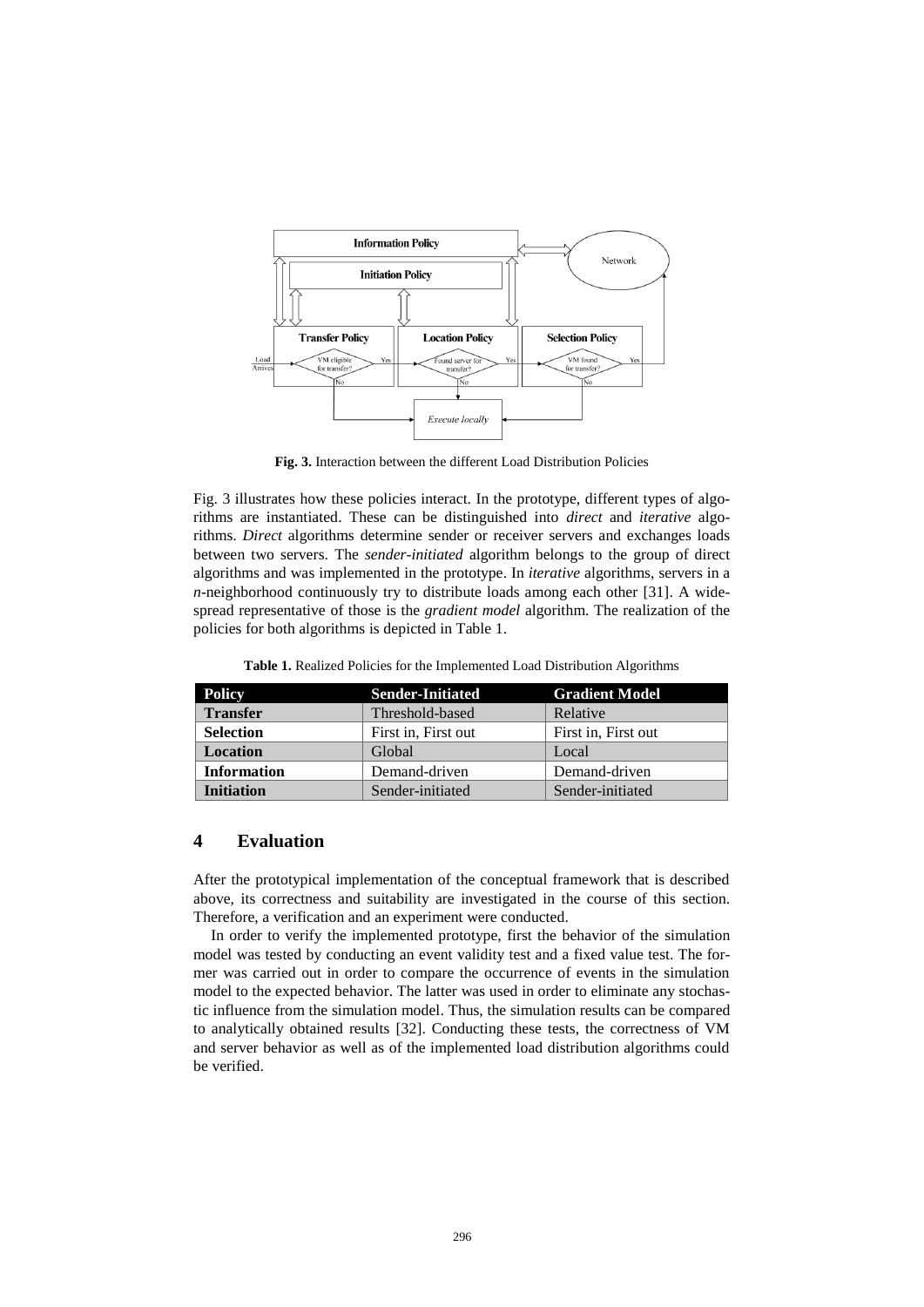**Fig. 3.** Interaction between the different Load Distribution Policies

Fig. 3 illustrates how these policies interact. In the prototype, different types of algorithms are instantiated. These can be distinguished into *direct* and *iterative* algorithms. *Direct* algorithms determine sender or receiver servers and exchanges loads between two servers. The *sender-initiated* algorithm belongs to the group of direct algorithms and was implemented in the prototype. In *iterative* algorithms, servers in a *n*-neighborhood continuously try to distribute loads among each other [31]. A widespread representative of those is the *gradient model* algorithm. The realization of the policies for both algorithms is depicted in Table 1.

**Table 1.** Realized Policies for the Implemented Load Distribution Algorithms

| Policy | Sender-Initiated | Gradient Model |
|---|---|---|
| **Transfer** | Threshold-based | Relative |
| **Selection** | First in, First out | First in, First out |
| **Location** | Global | Local |
| **Information** | Demand-driven | Demand-driven |
| **Initiation** | Sender-initiated | Sender-initiated |

## 4 Evaluation

After the prototypical implementation of the conceptual framework that is described above, its correctness and suitability are investigated in the course of this section. Therefore, a verification and an experiment were conducted.

In order to verify the implemented prototype, first the behavior of the simulation model was tested by conducting an event validity test and a fixed value test. The former was carried out in order to compare the occurrence of events in the simulation model to the expected behavior. The latter was used in order to eliminate any stochastic influence from the simulation model. Thus, the simulation results can be compared to analytically obtained results [32]. Conducting these tests, the correctness of VM and server behavior as well as of the implemented load distribution algorithms could be verified.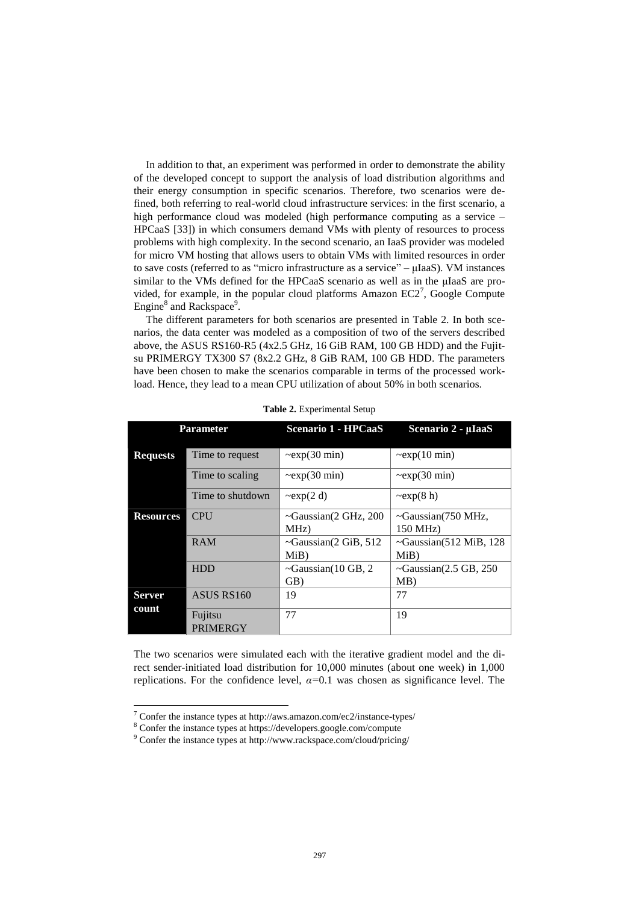In addition to that, an experiment was performed in order to demonstrate the ability of the developed concept to support the analysis of load distribution algorithms and their energy consumption in specific scenarios. Therefore, two scenarios were defined, both referring to real-world cloud infrastructure services: in the first scenario, a high performance cloud was modeled (high performance computing as a service – HPCaaS [33]) in which consumers demand VMs with plenty of resources to process problems with high complexity. In the second scenario, an IaaS provider was modeled for micro VM hosting that allows users to obtain VMs with limited resources in order to save costs (referred to as "micro infrastructure as a service" – µIaaS). VM instances similar to the VMs defined for the HPCaaS scenario as well as in the µIaaS are provided, for example, in the popular cloud platforms Amazon EC2[7], Google Compute Engine[8] and Rackspace[9].

The different parameters for both scenarios are presented in Table 2. In both scenarios, the data center was modeled as a composition of two of the servers described above, the ASUS RS160-R5 (4x2.5 GHz, 16 GiB RAM, 100 GB HDD) and the Fujitsu PRIMERGY TX300 S7 (8x2.2 GHz, 8 GiB RAM, 100 GB HDD. The parameters have been chosen to make the scenarios comparable in terms of the processed workload. Hence, they lead to a mean CPU utilization of about 50% in both scenarios.

**Table 2.** Experimental Setup

| Parameter | | Scenario 1 - HPCaaS | Scenario 2 - µIaaS |
|---|---|---|---|
| **Requests** | Time to request | ~exp(30 min) | ~exp(10 min) |
| | Time to scaling | ~exp(30 min) | ~exp(30 min) |
| | Time to shutdown | ~exp(2 d) | ~exp(8 h) |
| **Resources** | CPU | ~Gaussian(2 GHz, 200 MHz) | ~Gaussian(750 MHz, 150 MHz) |
| | RAM | ~Gaussian(2 GiB, 512 MiB) | ~Gaussian(512 MiB, 128 MiB) |
| | HDD | ~Gaussian(10 GB, 2 GB) | ~Gaussian(2.5 GB, 250 MB) |
| **Server count** | ASUS RS160 | 19 | 77 |
| | Fujitsu PRIMERGY | 77 | 19 |

The two scenarios were simulated each with the iterative gradient model and the direct sender-initiated load distribution for 10,000 minutes (about one week) in 1,000 replications. For the confidence level, $\alpha$=0.1 was chosen as significance level. The

[7] Confer the instance types at http://aws.amazon.com/ec2/instance-types/

[8] Confer the instance types at https://developers.google.com/compute

[9] Confer the instance types at http://www.rackspace.com/cloud/pricing/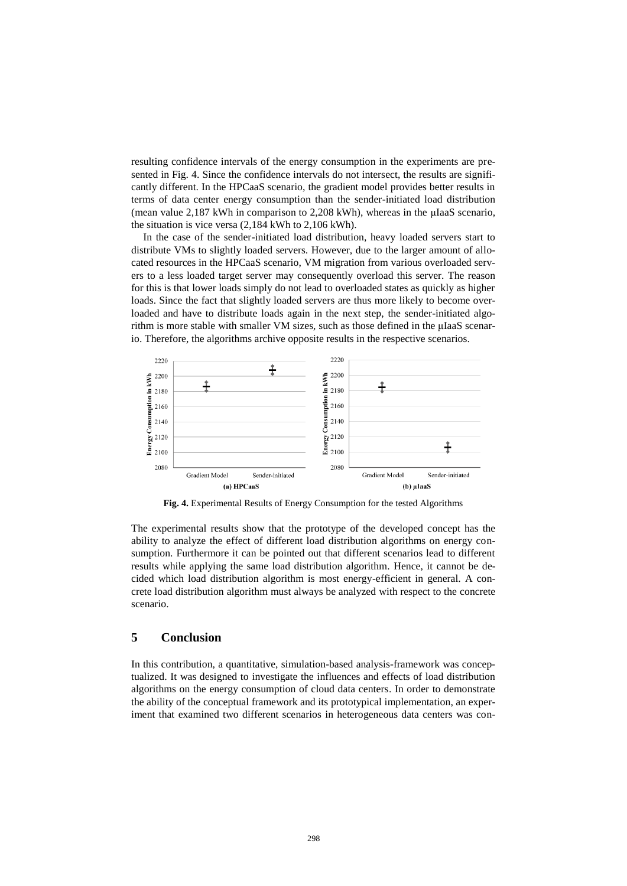resulting confidence intervals of the energy consumption in the experiments are presented in Fig. 4. Since the confidence intervals do not intersect, the results are significantly different. In the HPCaaS scenario, the gradient model provides better results in terms of data center energy consumption than the sender-initiated load distribution (mean value 2,187 kWh in comparison to 2,208 kWh), whereas in the μIaaS scenario, the situation is vice versa (2,184 kWh to 2,106 kWh).

In the case of the sender-initiated load distribution, heavy loaded servers start to distribute VMs to slightly loaded servers. However, due to the larger amount of allocated resources in the HPCaaS scenario, VM migration from various overloaded servers to a less loaded target server may consequently overload this server. The reason for this is that lower loads simply do not lead to overloaded states as quickly as higher loads. Since the fact that slightly loaded servers are thus more likely to become overloaded and have to distribute loads again in the next step, the sender-initiated algorithm is more stable with smaller VM sizes, such as those defined in the μIaaS scenario. Therefore, the algorithms archive opposite results in the respective scenarios.

**Fig. 4.** Experimental Results of Energy Consumption for the tested Algorithms

The experimental results show that the prototype of the developed concept has the ability to analyze the effect of different load distribution algorithms on energy consumption. Furthermore it can be pointed out that different scenarios lead to different results while applying the same load distribution algorithm. Hence, it cannot be decided which load distribution algorithm is most energy-efficient in general. A concrete load distribution algorithm must always be analyzed with respect to the concrete scenario.

## 5 Conclusion

In this contribution, a quantitative, simulation-based analysis-framework was conceptualized. It was designed to investigate the influences and effects of load distribution algorithms on the energy consumption of cloud data centers. In order to demonstrate the ability of the conceptual framework and its prototypical implementation, an experiment that examined two different scenarios in heterogeneous data centers was con-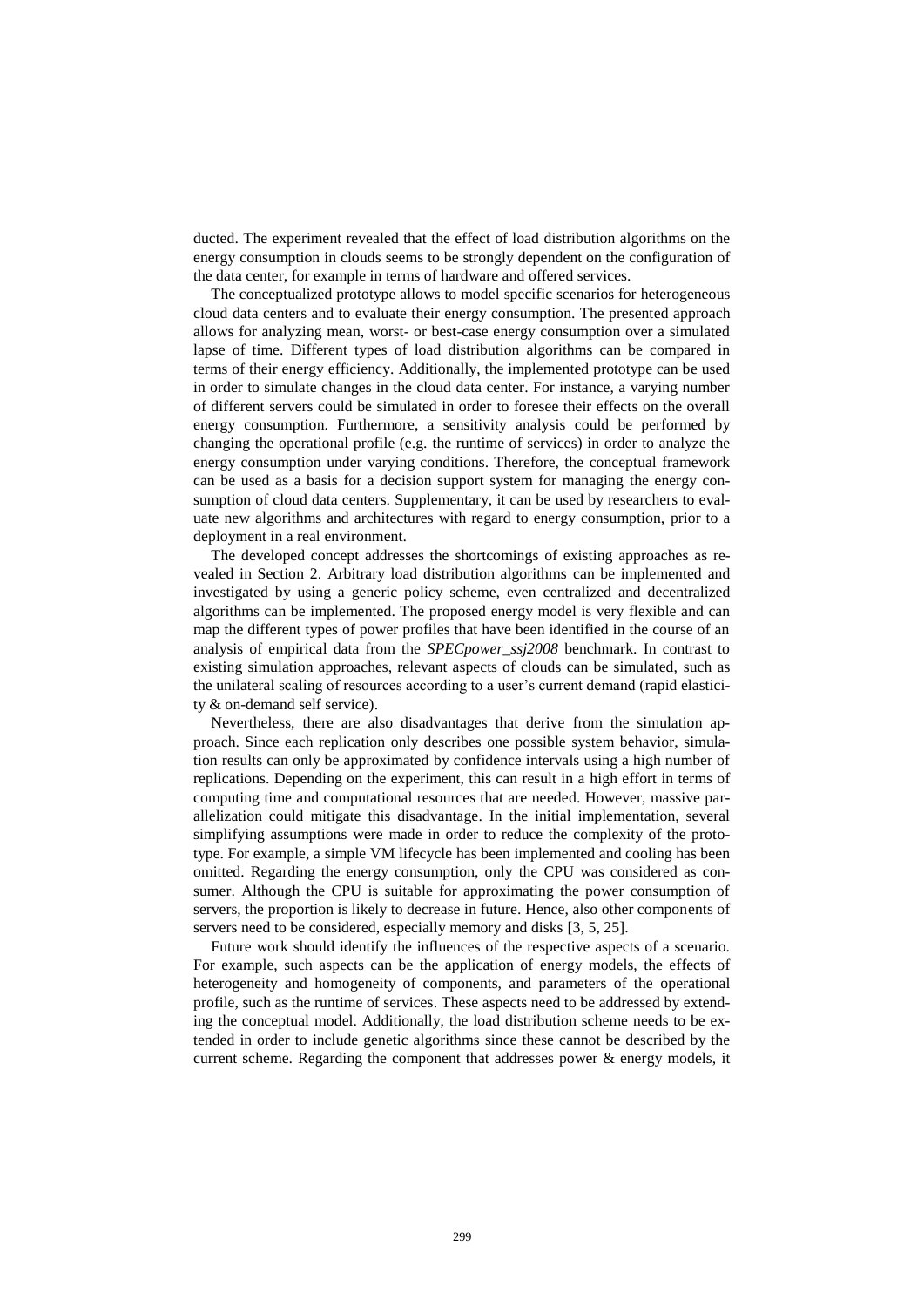ducted. The experiment revealed that the effect of load distribution algorithms on the energy consumption in clouds seems to be strongly dependent on the configuration of the data center, for example in terms of hardware and offered services.

The conceptualized prototype allows to model specific scenarios for heterogeneous cloud data centers and to evaluate their energy consumption. The presented approach allows for analyzing mean, worst- or best-case energy consumption over a simulated lapse of time. Different types of load distribution algorithms can be compared in terms of their energy efficiency. Additionally, the implemented prototype can be used in order to simulate changes in the cloud data center. For instance, a varying number of different servers could be simulated in order to foresee their effects on the overall energy consumption. Furthermore, a sensitivity analysis could be performed by changing the operational profile (e.g. the runtime of services) in order to analyze the energy consumption under varying conditions. Therefore, the conceptual framework can be used as a basis for a decision support system for managing the energy consumption of cloud data centers. Supplementary, it can be used by researchers to evaluate new algorithms and architectures with regard to energy consumption, prior to a deployment in a real environment.

The developed concept addresses the shortcomings of existing approaches as revealed in Section 2. Arbitrary load distribution algorithms can be implemented and investigated by using a generic policy scheme, even centralized and decentralized algorithms can be implemented. The proposed energy model is very flexible and can map the different types of power profiles that have been identified in the course of an analysis of empirical data from the *SPECpower_ssj2008* benchmark. In contrast to existing simulation approaches, relevant aspects of clouds can be simulated, such as the unilateral scaling of resources according to a user's current demand (rapid elasticity & on-demand self service).

Nevertheless, there are also disadvantages that derive from the simulation approach. Since each replication only describes one possible system behavior, simulation results can only be approximated by confidence intervals using a high number of replications. Depending on the experiment, this can result in a high effort in terms of computing time and computational resources that are needed. However, massive parallelization could mitigate this disadvantage. In the initial implementation, several simplifying assumptions were made in order to reduce the complexity of the prototype. For example, a simple VM lifecycle has been implemented and cooling has been omitted. Regarding the energy consumption, only the CPU was considered as consumer. Although the CPU is suitable for approximating the power consumption of servers, the proportion is likely to decrease in future. Hence, also other components of servers need to be considered, especially memory and disks [3, 5, 25].

Future work should identify the influences of the respective aspects of a scenario. For example, such aspects can be the application of energy models, the effects of heterogeneity and homogeneity of components, and parameters of the operational profile, such as the runtime of services. These aspects need to be addressed by extending the conceptual model. Additionally, the load distribution scheme needs to be extended in order to include genetic algorithms since these cannot be described by the current scheme. Regarding the component that addresses power & energy models, it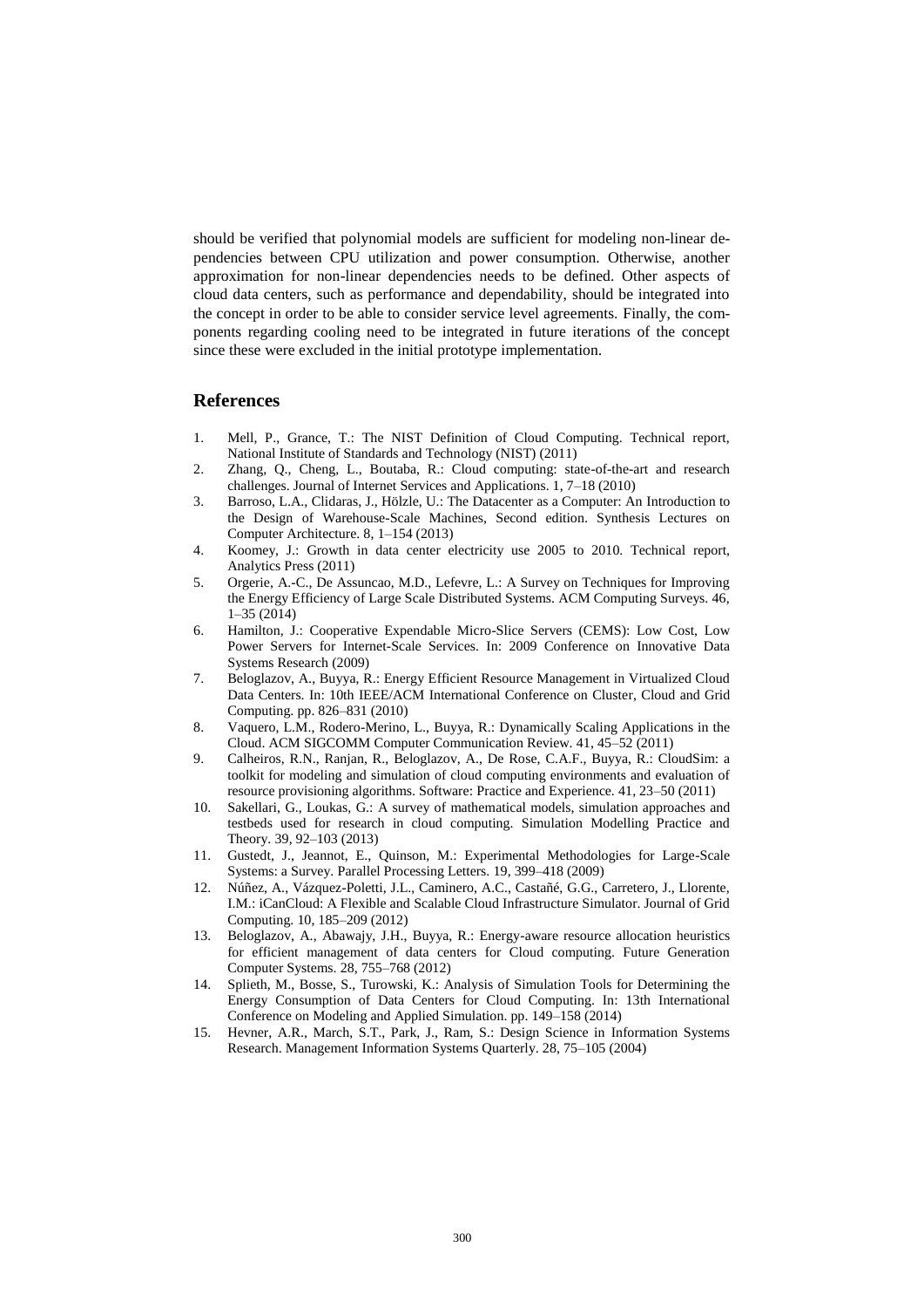should be verified that polynomial models are sufficient for modeling non-linear dependencies between CPU utilization and power consumption. Otherwise, another approximation for non-linear dependencies needs to be defined. Other aspects of cloud data centers, such as performance and dependability, should be integrated into the concept in order to be able to consider service level agreements. Finally, the components regarding cooling need to be integrated in future iterations of the concept since these were excluded in the initial prototype implementation.

## References

1. Mell, P., Grance, T.: The NIST Definition of Cloud Computing. Technical report, National Institute of Standards and Technology (NIST) (2011)
2. Zhang, Q., Cheng, L., Boutaba, R.: Cloud computing: state-of-the-art and research challenges. Journal of Internet Services and Applications. 1, 7–18 (2010)
3. Barroso, L.A., Clidaras, J., Hölzle, U.: The Datacenter as a Computer: An Introduction to the Design of Warehouse-Scale Machines, Second edition. Synthesis Lectures on Computer Architecture. 8, 1–154 (2013)
4. Koomey, J.: Growth in data center electricity use 2005 to 2010. Technical report, Analytics Press (2011)
5. Orgerie, A.-C., De Assuncao, M.D., Lefevre, L.: A Survey on Techniques for Improving the Energy Efficiency of Large Scale Distributed Systems. ACM Computing Surveys. 46, 1–35 (2014)
6. Hamilton, J.: Cooperative Expendable Micro-Slice Servers (CEMS): Low Cost, Low Power Servers for Internet-Scale Services. In: 2009 Conference on Innovative Data Systems Research (2009)
7. Beloglazov, A., Buyya, R.: Energy Efficient Resource Management in Virtualized Cloud Data Centers. In: 10th IEEE/ACM International Conference on Cluster, Cloud and Grid Computing. pp. 826–831 (2010)
8. Vaquero, L.M., Rodero-Merino, L., Buyya, R.: Dynamically Scaling Applications in the Cloud. ACM SIGCOMM Computer Communication Review. 41, 45–52 (2011)
9. Calheiros, R.N., Ranjan, R., Beloglazov, A., De Rose, C.A.F., Buyya, R.: CloudSim: a toolkit for modeling and simulation of cloud computing environments and evaluation of resource provisioning algorithms. Software: Practice and Experience. 41, 23–50 (2011)
10. Sakellari, G., Loukas, G.: A survey of mathematical models, simulation approaches and testbeds used for research in cloud computing. Simulation Modelling Practice and Theory. 39, 92–103 (2013)
11. Gustedt, J., Jeannot, E., Quinson, M.: Experimental Methodologies for Large-Scale Systems: a Survey. Parallel Processing Letters. 19, 399–418 (2009)
12. Núñez, A., Vázquez-Poletti, J.L., Caminero, A.C., Castañé, G.G., Carretero, J., Llorente, I.M.: iCanCloud: A Flexible and Scalable Cloud Infrastructure Simulator. Journal of Grid Computing. 10, 185–209 (2012)
13. Beloglazov, A., Abawajy, J.H., Buyya, R.: Energy-aware resource allocation heuristics for efficient management of data centers for Cloud computing. Future Generation Computer Systems. 28, 755–768 (2012)
14. Splieth, M., Bosse, S., Turowski, K.: Analysis of Simulation Tools for Determining the Energy Consumption of Data Centers for Cloud Computing. In: 13th International Conference on Modeling and Applied Simulation. pp. 149–158 (2014)
15. Hevner, A.R., March, S.T., Park, J., Ram, S.: Design Science in Information Systems Research. Management Information Systems Quarterly. 28, 75–105 (2004)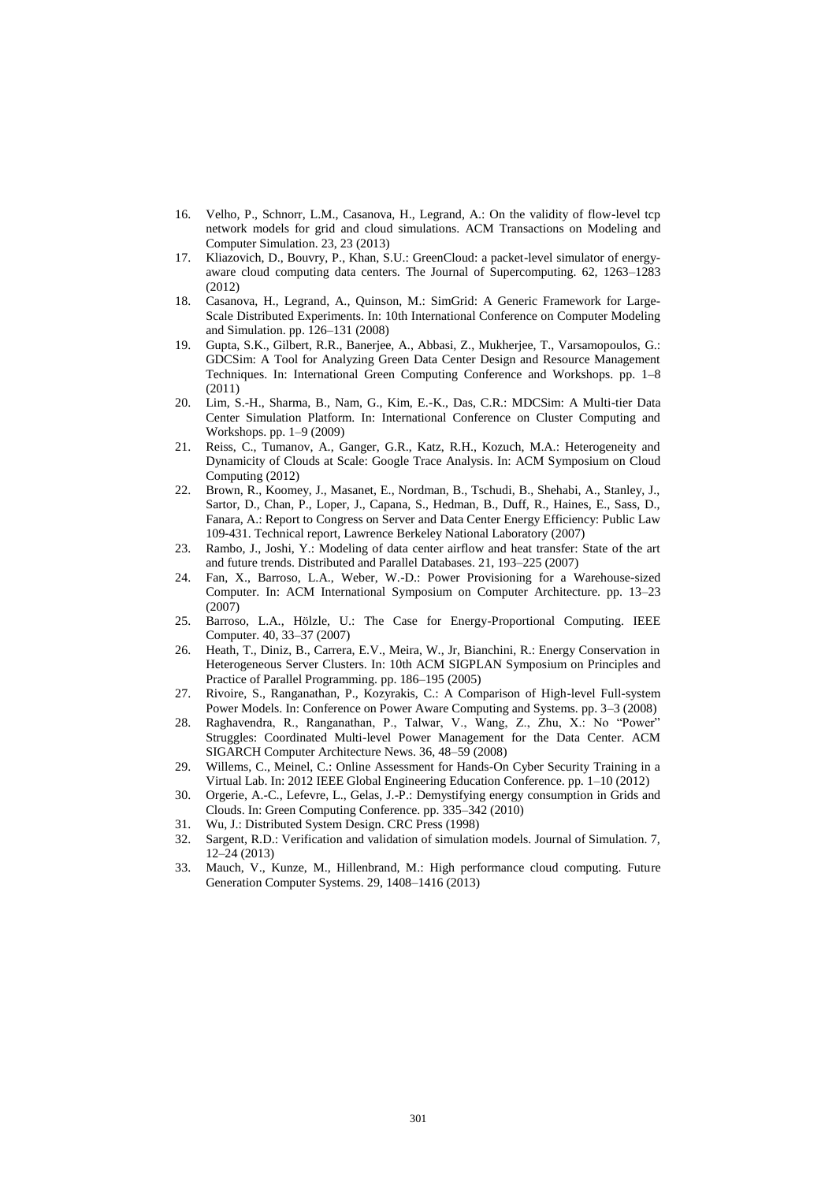16. Velho, P., Schnorr, L.M., Casanova, H., Legrand, A.: On the validity of flow-level tcp network models for grid and cloud simulations. ACM Transactions on Modeling and Computer Simulation. 23, 23 (2013)
17. Kliazovich, D., Bouvry, P., Khan, S.U.: GreenCloud: a packet-level simulator of energy-aware cloud computing data centers. The Journal of Supercomputing. 62, 1263–1283 (2012)
18. Casanova, H., Legrand, A., Quinson, M.: SimGrid: A Generic Framework for Large-Scale Distributed Experiments. In: 10th International Conference on Computer Modeling and Simulation. pp. 126–131 (2008)
19. Gupta, S.K., Gilbert, R.R., Banerjee, A., Abbasi, Z., Mukherjee, T., Varsamopoulos, G.: GDCSim: A Tool for Analyzing Green Data Center Design and Resource Management Techniques. In: International Green Computing Conference and Workshops. pp. 1–8 (2011)
20. Lim, S.-H., Sharma, B., Nam, G., Kim, E.-K., Das, C.R.: MDCSim: A Multi-tier Data Center Simulation Platform. In: International Conference on Cluster Computing and Workshops. pp. 1–9 (2009)
21. Reiss, C., Tumanov, A., Ganger, G.R., Katz, R.H., Kozuch, M.A.: Heterogeneity and Dynamicity of Clouds at Scale: Google Trace Analysis. In: ACM Symposium on Cloud Computing (2012)
22. Brown, R., Koomey, J., Masanet, E., Nordman, B., Tschudi, B., Shehabi, A., Stanley, J., Sartor, D., Chan, P., Loper, J., Capana, S., Hedman, B., Duff, R., Haines, E., Sass, D., Fanara, A.: Report to Congress on Server and Data Center Energy Efficiency: Public Law 109-431. Technical report, Lawrence Berkeley National Laboratory (2007)
23. Rambo, J., Joshi, Y.: Modeling of data center airflow and heat transfer: State of the art and future trends. Distributed and Parallel Databases. 21, 193–225 (2007)
24. Fan, X., Barroso, L.A., Weber, W.-D.: Power Provisioning for a Warehouse-sized Computer. In: ACM International Symposium on Computer Architecture. pp. 13–23 (2007)
25. Barroso, L.A., Hölzle, U.: The Case for Energy-Proportional Computing. IEEE Computer. 40, 33–37 (2007)
26. Heath, T., Diniz, B., Carrera, E.V., Meira, W., Jr, Bianchini, R.: Energy Conservation in Heterogeneous Server Clusters. In: 10th ACM SIGPLAN Symposium on Principles and Practice of Parallel Programming. pp. 186–195 (2005)
27. Rivoire, S., Ranganathan, P., Kozyrakis, C.: A Comparison of High-level Full-system Power Models. In: Conference on Power Aware Computing and Systems. pp. 3–3 (2008)
28. Raghavendra, R., Ranganathan, P., Talwar, V., Wang, Z., Zhu, X.: No "Power" Struggles: Coordinated Multi-level Power Management for the Data Center. ACM SIGARCH Computer Architecture News. 36, 48–59 (2008)
29. Willems, C., Meinel, C.: Online Assessment for Hands-On Cyber Security Training in a Virtual Lab. In: 2012 IEEE Global Engineering Education Conference. pp. 1–10 (2012)
30. Orgerie, A.-C., Lefevre, L., Gelas, J.-P.: Demystifying energy consumption in Grids and Clouds. In: Green Computing Conference. pp. 335–342 (2010)
31. Wu, J.: Distributed System Design. CRC Press (1998)
32. Sargent, R.D.: Verification and validation of simulation models. Journal of Simulation. 7, 12–24 (2013)
33. Mauch, V., Kunze, M., Hillenbrand, M.: High performance cloud computing. Future Generation Computer Systems. 29, 1408–1416 (2013)